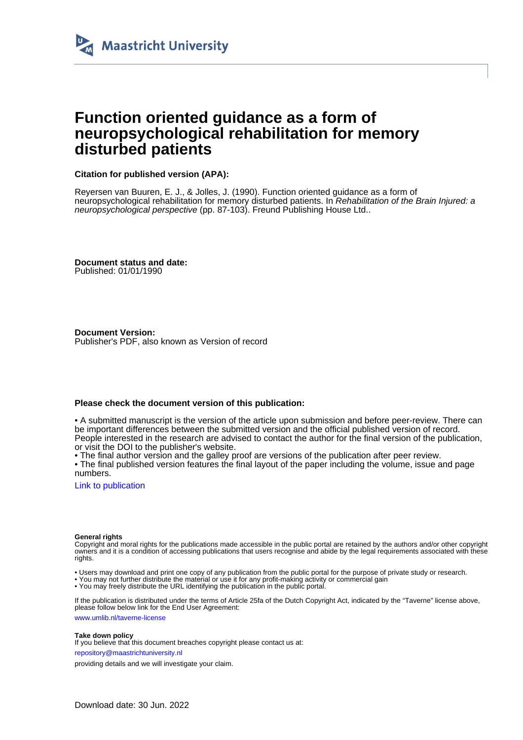# Function oriented guidance as a form of neuropsychological rehabilitation for memory disturbed patients

**Citation for published version (APA):**

Reyersen van Buuren, E. J., & Jolles, J. (1990). Function oriented guidance as a form of neuropsychological rehabilitation for memory disturbed patients. In *Rehabilitation of the Brain Injured: a neuropsychological perspective* (pp. 87-103). Freund Publishing House Ltd..

**Document status and date:**
Published: 01/01/1990

**Document Version:**
Publisher's PDF, also known as Version of record

**Please check the document version of this publication:**

• A submitted manuscript is the version of the article upon submission and before peer-review. There can be important differences between the submitted version and the official published version of record. People interested in the research are advised to contact the author for the final version of the publication, or visit the DOI to the publisher's website.
• The final author version and the galley proof are versions of the publication after peer review.
• The final published version features the final layout of the paper including the volume, issue and page numbers.

Link to publication

**General rights**
Copyright and moral rights for the publications made accessible in the public portal are retained by the authors and/or other copyright owners and it is a condition of accessing publications that users recognise and abide by the legal requirements associated with these rights.

• Users may download and print one copy of any publication from the public portal for the purpose of private study or research.
• You may not further distribute the material or use it for any profit-making activity or commercial gain
• You may freely distribute the URL identifying the publication in the public portal.

If the publication is distributed under the terms of Article 25fa of the Dutch Copyright Act, indicated by the "Taverne" license above, please follow below link for the End User Agreement:

www.umlib.nl/taverne-license

**Take down policy**
If you believe that this document breaches copyright please contact us at:

repository@maastrichtuniversity.nl

providing details and we will investigate your claim.

Download date: 30 Jun. 2022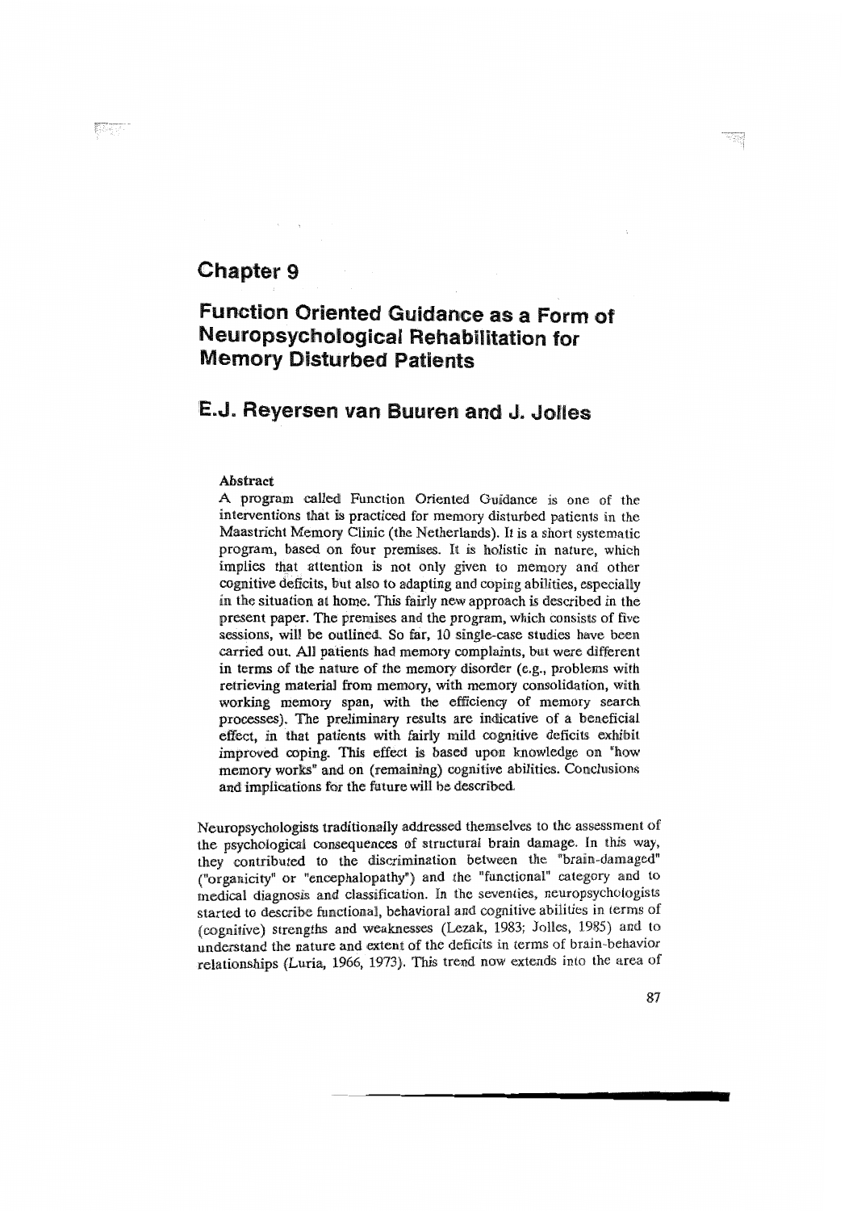# Chapter 9

# Function Oriented Guidance as a Form of Neuropsychological Rehabilitation for Memory Disturbed Patients

## E.J. Reyersen van Buuren and J. Jolles

**Abstract**

A program called Function Oriented Guidance is one of the interventions that is practiced for memory disturbed patients in the Maastricht Memory Clinic (the Netherlands). It is a short systematic program, based on four premises. It is holistic in nature, which implies that attention is not only given to memory and other cognitive deficits, but also to adapting and coping abilities, especially in the situation at home. This fairly new approach is described in the present paper. The premises and the program, which consists of five sessions, will be outlined. So far, 10 single-case studies have been carried out. All patients had memory complaints, but were different in terms of the nature of the memory disorder (e.g., problems with retrieving material from memory, with memory consolidation, with working memory span, with the efficiency of memory search processes). The preliminary results are indicative of a beneficial effect, in that patients with fairly mild cognitive deficits exhibit improved coping. This effect is based upon knowledge on "how memory works" and on (remaining) cognitive abilities. Conclusions and implications for the future will be described.

Neuropsychologists traditionally addressed themselves to the assessment of the psychological consequences of structural brain damage. In this way, they contributed to the discrimination between the "brain-damaged" ("organicity" or "encephalopathy") and the "functional" category and to medical diagnosis and classification. In the seventies, neuropsychologists started to describe functional, behavioral and cognitive abilities in terms of (cognitive) strengths and weaknesses (Lezak, 1983; Jolles, 1985) and to understand the nature and extent of the deficits in terms of brain-behavior relationships (Luria, 1966, 1973). This trend now extends into the area of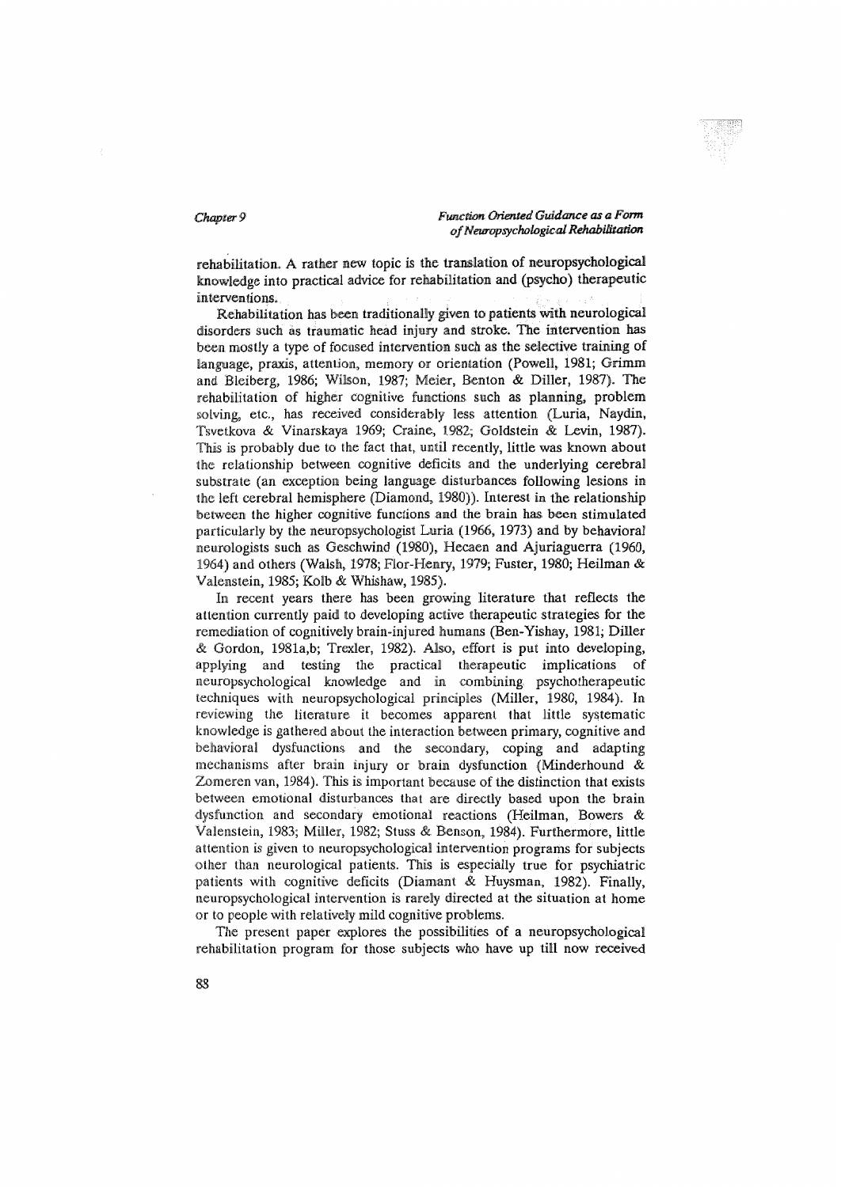rehabilitation. A rather new topic is the translation of neuropsychological knowledge into practical advice for rehabilitation and (psycho) therapeutic interventions.

Rehabilitation has been traditionally given to patients with neurological disorders such as traumatic head injury and stroke. The intervention has been mostly a type of focused intervention such as the selective training of language, praxis, attention, memory or orientation (Powell, 1981; Grimm and Bleiberg, 1986; Wilson, 1987; Meier, Benton & Diller, 1987). The rehabilitation of higher cognitive functions such as planning, problem solving, etc., has received considerably less attention (Luria, Naydin, Tsvetkova & Vinarskaya 1969; Craine, 1982; Goldstein & Levin, 1987). This is probably due to the fact that, until recently, little was known about the relationship between cognitive deficits and the underlying cerebral substrate (an exception being language disturbances following lesions in the left cerebral hemisphere (Diamond, 1980)). Interest in the relationship between the higher cognitive functions and the brain has been stimulated particularly by the neuropsychologist Luria (1966, 1973) and by behavioral neurologists such as Geschwind (1980), Hecaen and Ajuriaguerra (1960, 1964) and others (Walsh, 1978; Flor-Henry, 1979; Fuster, 1980; Heilman & Valenstein, 1985; Kolb & Whishaw, 1985).

In recent years there has been growing literature that reflects the attention currently paid to developing active therapeutic strategies for the remediation of cognitively brain-injured humans (Ben-Yishay, 1981; Diller & Gordon, 1981a,b; Trexler, 1982). Also, effort is put into developing, applying and testing the practical therapeutic implications of neuropsychological knowledge and in combining psychotherapeutic techniques with neuropsychological principles (Miller, 1980, 1984). In reviewing the literature it becomes apparent that little systematic knowledge is gathered about the interaction between primary, cognitive and behavioral dysfunctions and the secondary, coping and adapting mechanisms after brain injury or brain dysfunction (Minderhound & Zomeren van, 1984). This is important because of the distinction that exists between emotional disturbances that are directly based upon the brain dysfunction and secondary emotional reactions (Heilman, Bowers & Valenstein, 1983; Miller, 1982; Stuss & Benson, 1984). Furthermore, little attention is given to neuropsychological intervention programs for subjects other than neurological patients. This is especially true for psychiatric patients with cognitive deficits (Diamant & Huysman, 1982). Finally, neuropsychological intervention is rarely directed at the situation at home or to people with relatively mild cognitive problems.

The present paper explores the possibilities of a neuropsychological rehabilitation program for those subjects who have up till now received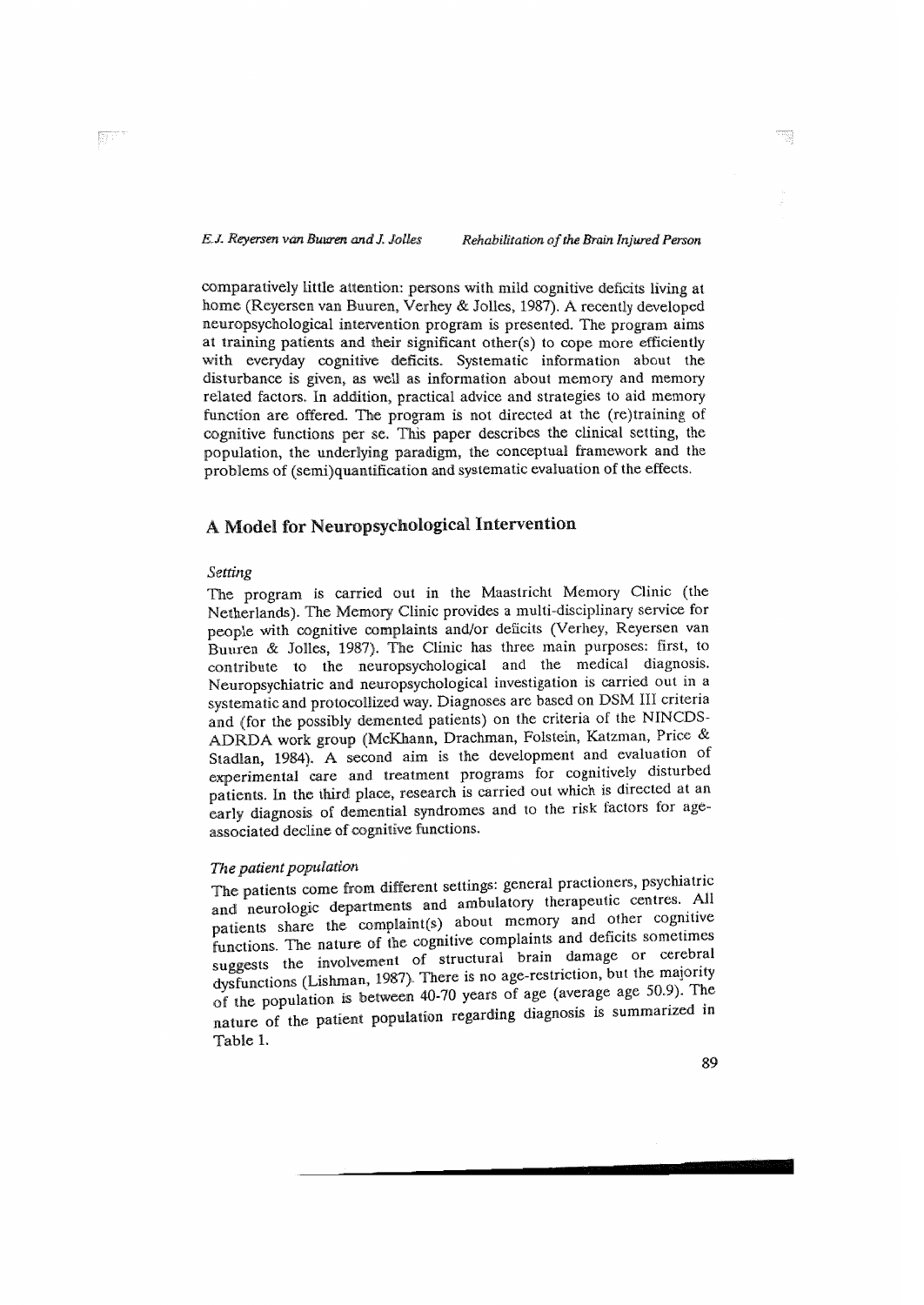comparatively little attention: persons with mild cognitive deficits living at home (Reyersen van Buuren, Verhey & Jolles, 1987). A recently developed neuropsychological intervention program is presented. The program aims at training patients and their significant other(s) to cope more efficiently with everyday cognitive deficits. Systematic information about the disturbance is given, as well as information about memory and memory related factors. In addition, practical advice and strategies to aid memory function are offered. The program is not directed at the (re)training of cognitive functions per se. This paper describes the clinical setting, the population, the underlying paradigm, the conceptual framework and the problems of (semi)quantification and systematic evaluation of the effects.

## A Model for Neuropsychological Intervention

### *Setting*

The program is carried out in the Maastricht Memory Clinic (the Netherlands). The Memory Clinic provides a multi-disciplinary service for people with cognitive complaints and/or deficits (Verhey, Reyersen van Buuren & Jolles, 1987). The Clinic has three main purposes: first, to contribute to the neuropsychological and the medical diagnosis. Neuropsychiatric and neuropsychological investigation is carried out in a systematic and protocollized way. Diagnoses are based on DSM III criteria and (for the possibly demented patients) on the criteria of the NINCDS-ADRDA work group (McKhann, Drachman, Folstein, Katzman, Price & Stadlan, 1984). A second aim is the development and evaluation of experimental care and treatment programs for cognitively disturbed patients. In the third place, research is carried out which is directed at an early diagnosis of demential syndromes and to the risk factors for age-associated decline of cognitive functions.

### *The patient population*

The patients come from different settings: general practioners, psychiatric and neurologic departments and ambulatory therapeutic centres. All patients share the complaint(s) about memory and other cognitive functions. The nature of the cognitive complaints and deficits sometimes suggests the involvement of structural brain damage or cerebral dysfunctions (Lishman, 1987). There is no age-restriction, but the majority of the population is between 40-70 years of age (average age 50.9). The nature of the patient population regarding diagnosis is summarized in Table 1.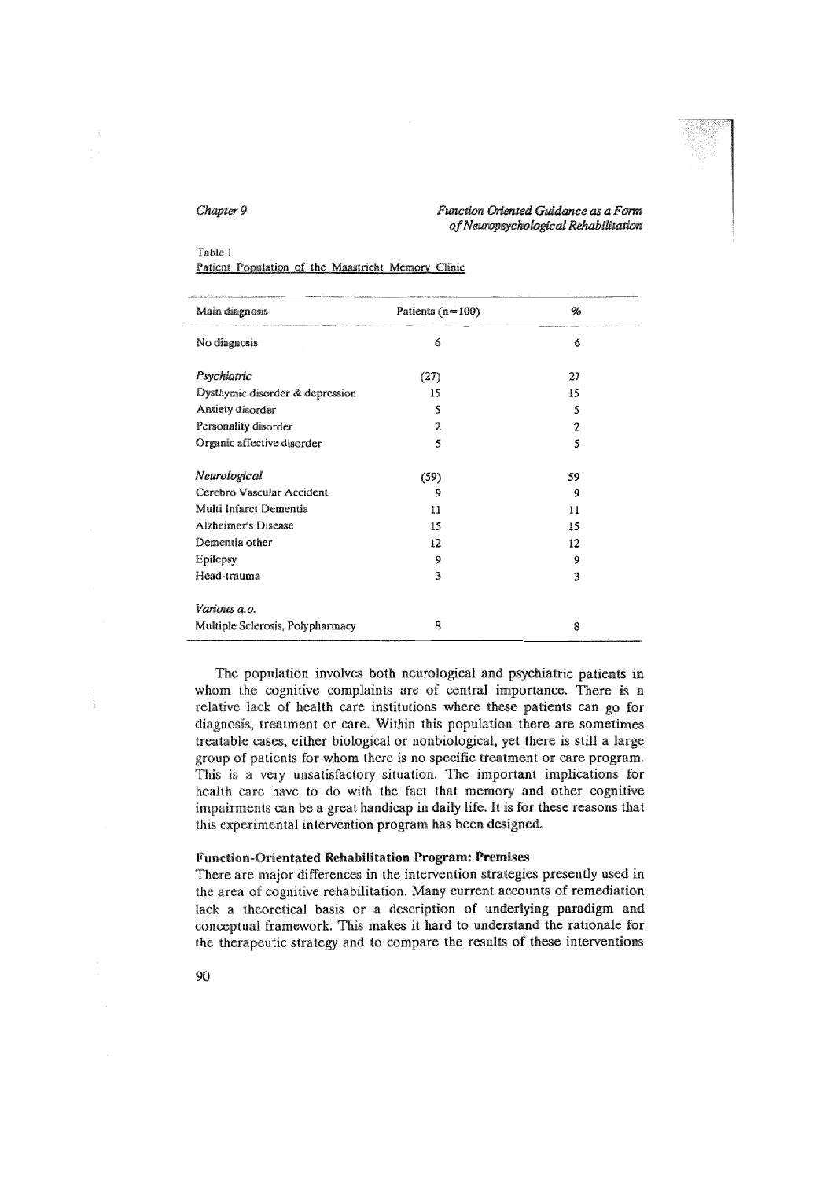Table 1

Patient Population of the Maastricht Memory Clinic

| Main diagnosis | Patients (n=100) | % |
|---|---|---|
| No diagnosis | 6 | 6 |
| *Psychiatric* | (27) | 27 |
| Dysthymic disorder & depression | 15 | 15 |
| Anxiety disorder | 5 | 5 |
| Personality disorder | 2 | 2 |
| Organic affective disorder | 5 | 5 |
| *Neurological* | (59) | 59 |
| Cerebro Vascular Accident | 9 | 9 |
| Multi Infarct Dementia | 11 | 11 |
| Alzheimer's Disease | 15 | 15 |
| Dementia other | 12 | 12 |
| Epilepsy | 9 | 9 |
| Head-trauma | 3 | 3 |
| *Various a.o.* | | |
| Multiple Sclerosis, Polypharmacy | 8 | 8 |

The population involves both neurological and psychiatric patients in whom the cognitive complaints are of central importance. There is a relative lack of health care institutions where these patients can go for diagnosis, treatment or care. Within this population there are sometimes treatable cases, either biological or nonbiological, yet there is still a large group of patients for whom there is no specific treatment or care program. This is a very unsatisfactory situation. The important implications for health care have to do with the fact that memory and other cognitive impairments can be a great handicap in daily life. It is for these reasons that this experimental intervention program has been designed.

### Function-Orientated Rehabilitation Program: Premises

There are major differences in the intervention strategies presently used in the area of cognitive rehabilitation. Many current accounts of remediation lack a theoretical basis or a description of underlying paradigm and conceptual framework. This makes it hard to understand the rationale for the therapeutic strategy and to compare the results of these interventions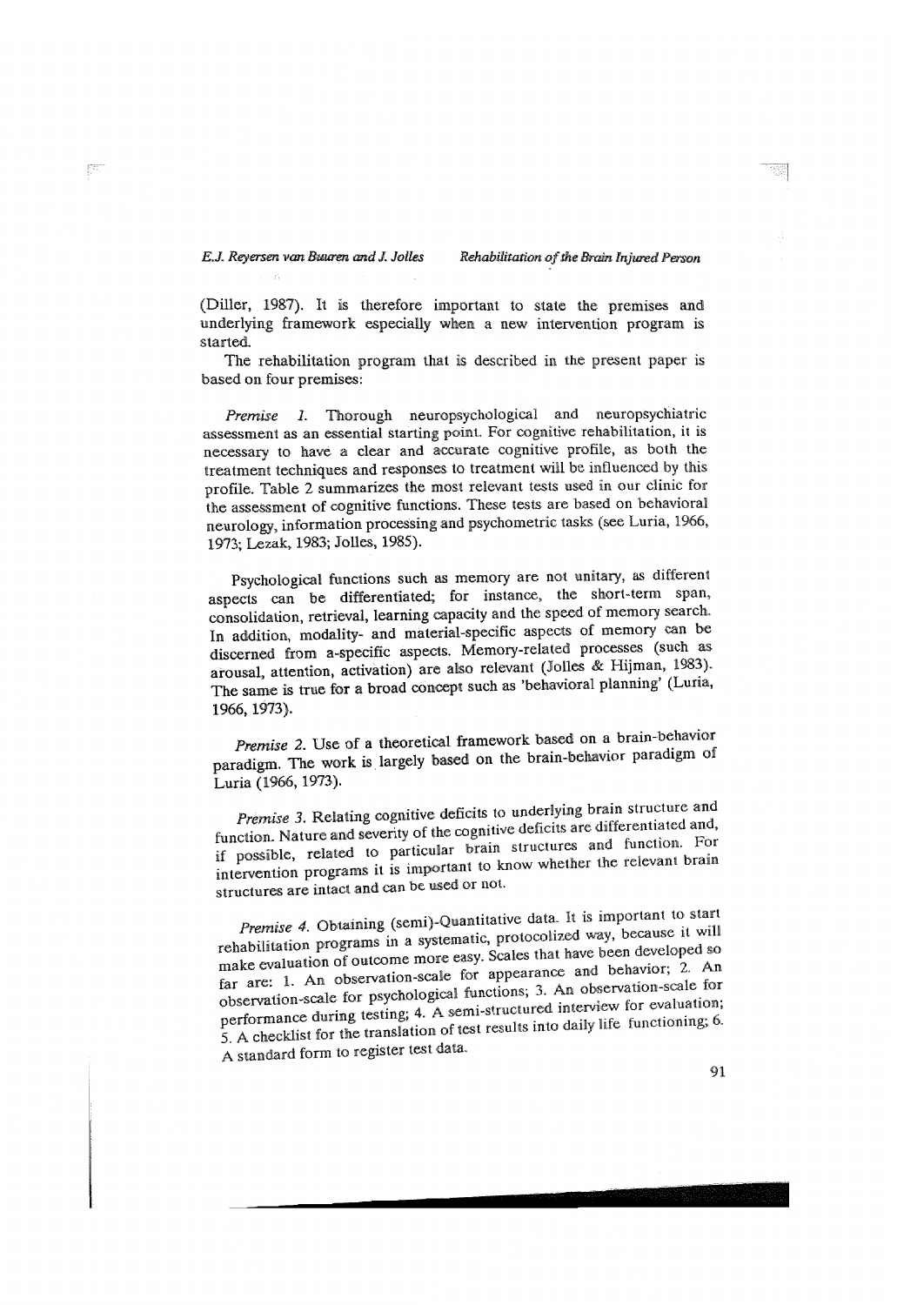(Diller, 1987). It is therefore important to state the premises and underlying framework especially when a new intervention program is started.

The rehabilitation program that is described in the present paper is based on four premises:

*Premise 1.* Thorough neuropsychological and neuropsychiatric assessment as an essential starting point. For cognitive rehabilitation, it is necessary to have a clear and accurate cognitive profile, as both the treatment techniques and responses to treatment will be influenced by this profile. Table 2 summarizes the most relevant tests used in our clinic for the assessment of cognitive functions. These tests are based on behavioral neurology, information processing and psychometric tasks (see Luria, 1966, 1973; Lezak, 1983; Jolles, 1985).

Psychological functions such as memory are not unitary, as different aspects can be differentiated; for instance, the short-term span, consolidation, retrieval, learning capacity and the speed of memory search. In addition, modality- and material-specific aspects of memory can be discerned from a-specific aspects. Memory-related processes (such as arousal, attention, activation) are also relevant (Jolles & Hijman, 1983). The same is true for a broad concept such as 'behavioral planning' (Luria, 1966, 1973).

*Premise 2.* Use of a theoretical framework based on a brain-behavior paradigm. The work is largely based on the brain-behavior paradigm of Luria (1966, 1973).

*Premise 3.* Relating cognitive deficits to underlying brain structure and function. Nature and severity of the cognitive deficits are differentiated and, if possible, related to particular brain structures and function. For intervention programs it is important to know whether the relevant brain structures are intact and can be used or not.

*Premise 4.* Obtaining (semi)-Quantitative data. It is important to start rehabilitation programs in a systematic, protocolized way, because it will make evaluation of outcome more easy. Scales that have been developed so far are: 1. An observation-scale for appearance and behavior; 2. An observation-scale for psychological functions; 3. An observation-scale for performance during testing; 4. A semi-structured interview for evaluation; 5. A checklist for the translation of test results into daily life functioning; 6. A standard form to register test data.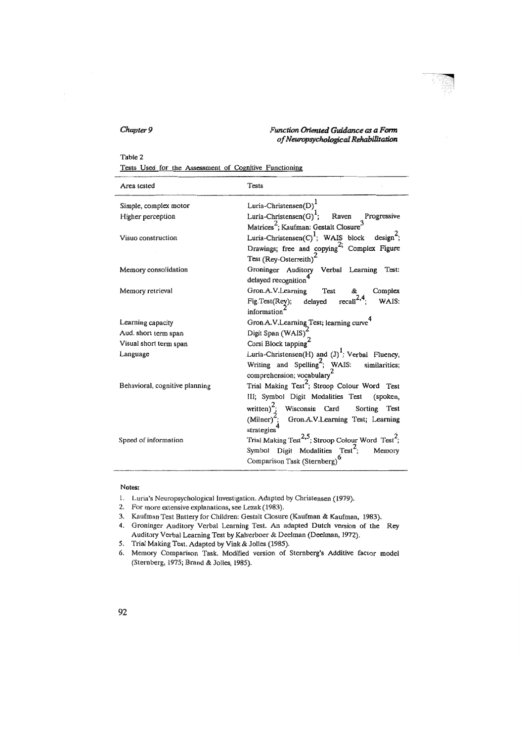Table 2

Tests Used for the Assessment of Cognitive Functioning

| Area tested | Tests |
| --- | --- |
| Simple, complex motor | Luria-Christensen(D)[1] |
| Higher perception | Luria-Christensen(G)[1]; Raven Progressive Matrices[2]; Kaufman: Gestalt Closure[3] |
| Visuo construction | Luria-Christensen(C)[1]; WAIS block design[2]; Drawings; free and copying[2]; Complex Figure Test (Rey-Osterreith)[2] |
| Memory consolidation | Groninger Auditory Verbal Learning Test: delayed recognition[4] |
| Memory retrieval | Gron.A.V.Learning Test & Complex Fig.Test(Rey); delayed recall[2,4]; WAIS: information[2] |
| Learning capacity | Gron.A.V.Learning Test; learning curve[4] |
| Aud. short term span | Digit Span (WAIS)[2] |
| Visual short term span | Corsi Block tapping[2] |
| Language | Luria-Christensen(H) and (J)[1]; Verbal Fluency, Writing and Spelling[2]; WAIS: similarities; comprehension; vocabulary[2] |
| Behavioral, cognitive planning | Trial Making Test[2]; Stroop Colour Word Test III; Symbol Digit Modalities Test (spoken, written)[2]; Wisconsin Card Sorting Test (Milner)[2]; Gron.A.V.Learning Test; Learning strategies[4] |
| Speed of information | Trial Making Test[2,5]; Stroop Colour Word Test[2]; Symbol Digit Modalities Test[2]; Memory Comparison Task (Sternberg)[6] |

**Notes:**

1. Luria's Neuropsychological Investigation. Adapted by Christensen (1979).
2. For more extensive explanations, see Lezak (1983).
3. Kaufman Test Battery for Children: Gestalt Closure (Kaufman & Kaufman, 1983).
4. Groninger Auditory Verbal Learning Test. An adapted Dutch version of the Rey Auditory Verbal Learning Test by Kalverboer & Deelman (Deelman, 1972).
5. Trial Making Test. Adapted by Vink & Jolles (1985).
6. Memory Comparison Task. Modified version of Sternberg's Additive factor model (Sternberg, 1975; Brand & Jolles, 1985).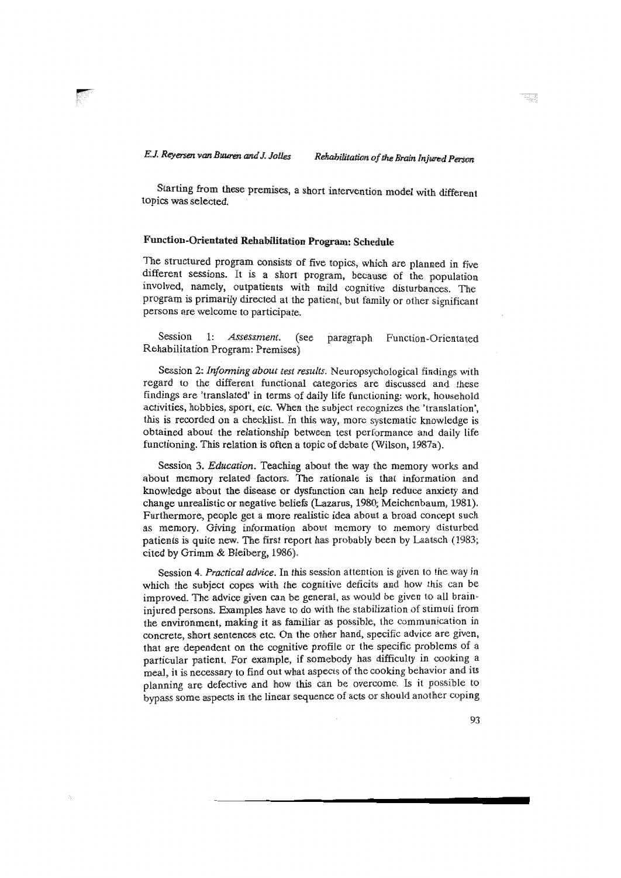Starting from these premises, a short intervention model with different topics was selected.

### Function-Orientated Rehabilitation Program: Schedule

The structured program consists of five topics, which are planned in five different sessions. It is a short program, because of the population involved, namely, outpatients with mild cognitive disturbances. The program is primarily directed at the patient, but family or other significant persons are welcome to participate.

Session 1: *Assessment*. (see paragraph Function-Orientated Rehabilitation Program: Premises)

Session 2: *Informing about test results*. Neuropsychological findings with regard to the different functional categories are discussed and these findings are 'translated' in terms of daily life functioning: work, household activities, hobbies, sport, etc. When the subject recognizes the 'translation', this is recorded on a checklist. In this way, more systematic knowledge is obtained about the relationship between test performance and daily life functioning. This relation is often a topic of debate (Wilson, 1987a).

Session 3. *Education*. Teaching about the way the memory works and about memory related factors. The rationale is that information and knowledge about the disease or dysfunction can help reduce anxiety and change unrealistic or negative beliefs (Lazarus, 1980; Meichenbaum, 1981). Furthermore, people get a more realistic idea about a broad concept such as memory. Giving information about memory to memory disturbed patients is quite new. The first report has probably been by Laatsch (1983; cited by Grimm & Bleiberg, 1986).

Session 4. *Practical advice*. In this session attention is given to the way in which the subject copes with the cognitive deficits and how this can be improved. The advice given can be general, as would be given to all brain-injured persons. Examples have to do with the stabilization of stimuli from the environment, making it as familiar as possible, the communication in concrete, short sentences etc. On the other hand, specific advice are given, that are dependent on the cognitive profile or the specific problems of a particular patient. For example, if somebody has difficulty in cooking a meal, it is necessary to find out what aspects of the cooking behavior and its planning are defective and how this can be overcome. Is it possible to bypass some aspects in the linear sequence of acts or should another coping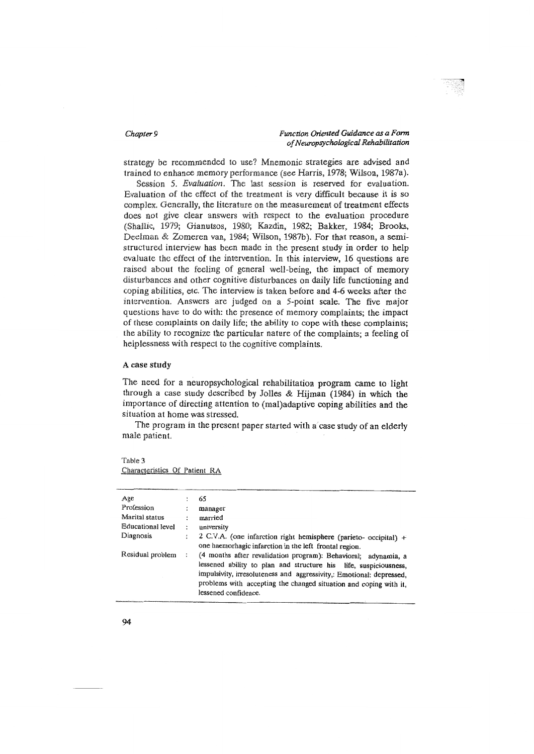strategy be recommended to use? Mnemonic strategies are advised and trained to enhance memory performance (see Harris, 1978; Wilson, 1987a).

Session 5. *Evaluation*. The last session is reserved for evaluation. Evaluation of the effect of the treatment is very difficult because it is so complex. Generally, the literature on the measurement of treatment effects does not give clear answers with respect to the evaluation procedure (Shallic, 1979; Gianutsos, 1980; Kazdin, 1982; Bakker, 1984; Brooks, Deelman & Zomeren van, 1984; Wilson, 1987b). For that reason, a semi-structured interview has been made in the present study in order to help evaluate the effect of the intervention. In this interview, 16 questions are raised about the feeling of general well-being, the impact of memory disturbances and other cognitive disturbances on daily life functioning and coping abilities, etc. The interview is taken before and 4-6 weeks after the intervention. Answers are judged on a 5-point scale. The five major questions have to do with: the presence of memory complaints; the impact of these complaints on daily life; the ability to cope with these complaints; the ability to recognize the particular nature of the complaints; a feeling of helplessness with respect to the cognitive complaints.

### A case study

The need for a neuropsychological rehabilitation program came to light through a case study described by Jolles & Hijman (1984) in which the importance of directing attention to (mal)adaptive coping abilities and the situation at home was stressed.

The program in the present paper started with a case study of an elderly male patient.

Table 3
Characteristics Of Patient RA

| | | |
|---|---|---|
| Age | : | 65 |
| Profession | : | manager |
| Marital status | : | married |
| Educational level | : | university |
| Diagnosis | : | 2 C.V.A. (one infarction right hemisphere (parieto- occipital) + one haemorhagic infarction in the left frontal region. |
| Residual problem | : | (4 months after revalidation program): Behavioral; adynamia, a lessened ability to plan and structure his life, suspiciousness, impulsivity, irresoluteness and aggressivity,: Emotional: depressed, problems with accepting the changed situation and coping with it, lessened confidence. |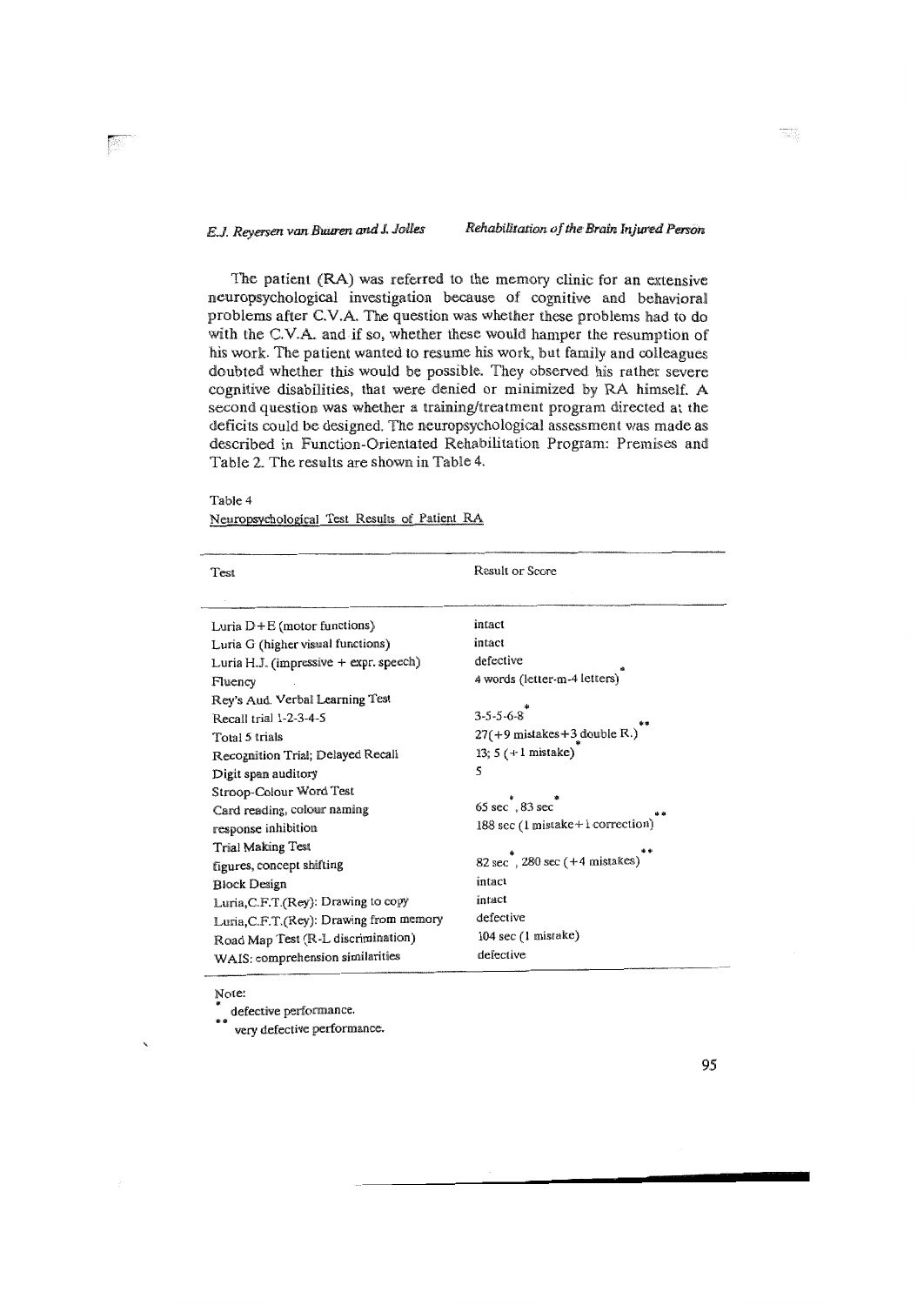The patient (RA) was referred to the memory clinic for an extensive neuropsychological investigation because of cognitive and behavioral problems after C.V.A. The question was whether these problems had to do with the C.V.A. and if so, whether these would hamper the resumption of his work. The patient wanted to resume his work, but family and colleagues doubted whether this would be possible. They observed his rather severe cognitive disabilities, that were denied or minimized by RA himself. A second question was whether a training/treatment program directed at the deficits could be designed. The neuropsychological assessment was made as described in Function-Orientated Rehabilitation Program: Premises and Table 2. The results are shown in Table 4.

Table 4

Neuropsychological Test Results of Patient RA

| Test | Result or Score |
|---|---|
| Luria D+E (motor functions) | intact |
| Luria G (higher visual functions) | intact |
| Luria H.J. (impressive + expr. speech) | defective |
| Fluency | 4 words (letter-m-4 letters)* |
| Rey's Aud. Verbal Learning Test | |
| Recall trial 1-2-3-4-5 | 3-5-5-6-8* |
| Total 5 trials | 27(+9 mistakes+3 double R.)** |
| Recognition Trial; Delayed Recall | 13; 5 (+1 mistake)* |
| Digit span auditory | 5 |
| Stroop-Colour Word Test | |
| Card reading, colour naming | 65 sec*, 83 sec* |
| response inhibition | 188 sec (1 mistake+1 correction)** |
| Trial Making Test | |
| figures, concept shifting | 82 sec*, 280 sec (+4 mistakes)** |
| Block Design | intact |
| Luria,C.F.T.(Rey): Drawing to copy | intact |
| Luria,C.F.T.(Rey): Drawing from memory | defective |
| Road Map Test (R-L discrimination) | 104 sec (1 mistake) |
| WAIS: comprehension similarities | defective |

Note:
\* defective performance.
\*\* very defective performance.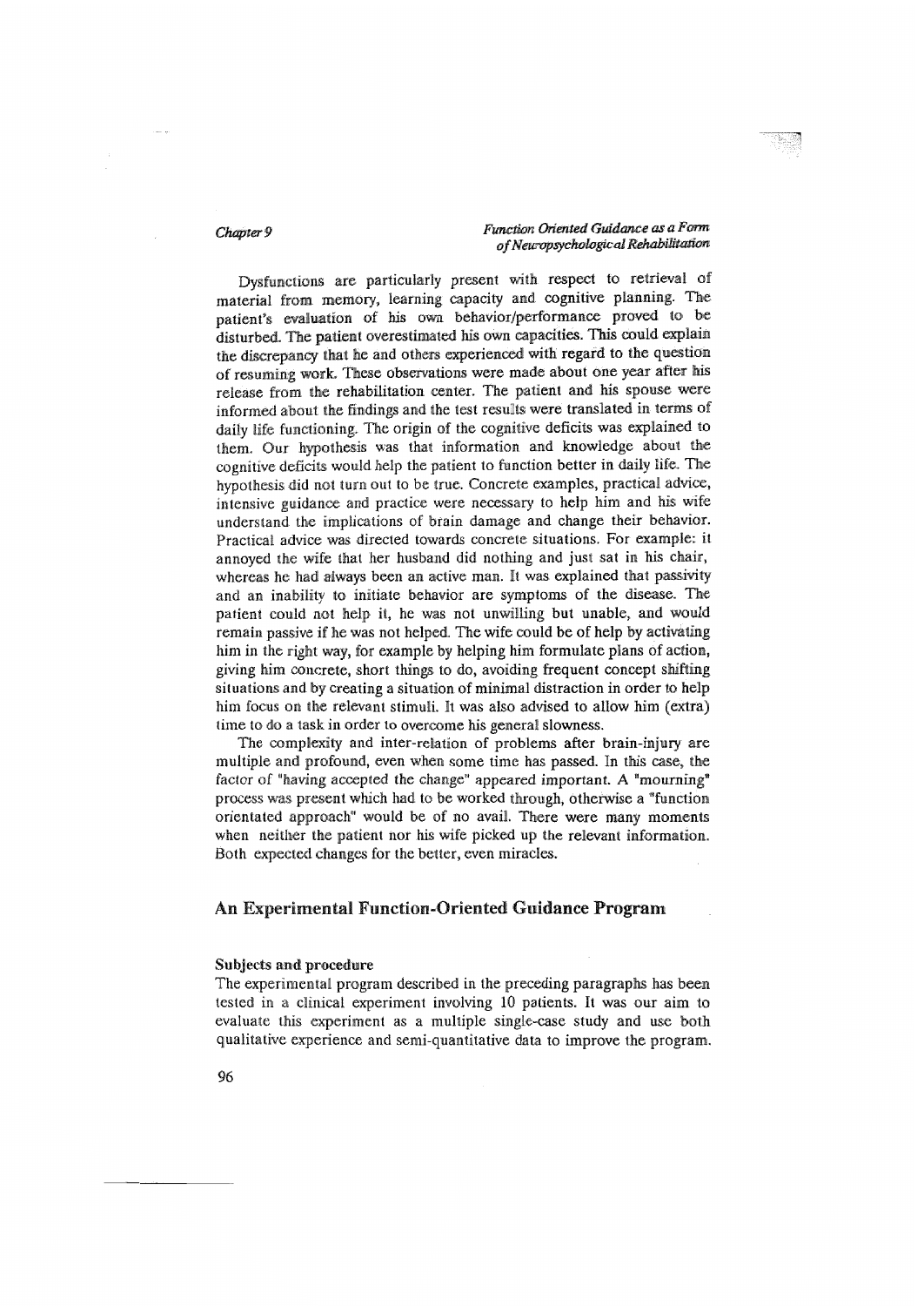Dysfunctions are particularly present with respect to retrieval of material from memory, learning capacity and cognitive planning. The patient's evaluation of his own behavior/performance proved to be disturbed. The patient overestimated his own capacities. This could explain the discrepancy that he and others experienced with regard to the question of resuming work. These observations were made about one year after his release from the rehabilitation center. The patient and his spouse were informed about the findings and the test results were translated in terms of daily life functioning. The origin of the cognitive deficits was explained to them. Our hypothesis was that information and knowledge about the cognitive deficits would help the patient to function better in daily life. The hypothesis did not turn out to be true. Concrete examples, practical advice, intensive guidance and practice were necessary to help him and his wife understand the implications of brain damage and change their behavior. Practical advice was directed towards concrete situations. For example: it annoyed the wife that her husband did nothing and just sat in his chair, whereas he had always been an active man. It was explained that passivity and an inability to initiate behavior are symptoms of the disease. The patient could not help it, he was not unwilling but unable, and would remain passive if he was not helped. The wife could be of help by activating him in the right way, for example by helping him formulate plans of action, giving him concrete, short things to do, avoiding frequent concept shifting situations and by creating a situation of minimal distraction in order to help him focus on the relevant stimuli. It was also advised to allow him (extra) time to do a task in order to overcome his general slowness.

The complexity and inter-relation of problems after brain-injury are multiple and profound, even when some time has passed. In this case, the factor of "having accepted the change" appeared important. A "mourning" process was present which had to be worked through, otherwise a "function orientated approach" would be of no avail. There were many moments when neither the patient nor his wife picked up the relevant information. Both expected changes for the better, even miracles.

## An Experimental Function-Oriented Guidance Program

### Subjects and procedure

The experimental program described in the preceding paragraphs has been tested in a clinical experiment involving 10 patients. It was our aim to evaluate this experiment as a multiple single-case study and use both qualitative experience and semi-quantitative data to improve the program.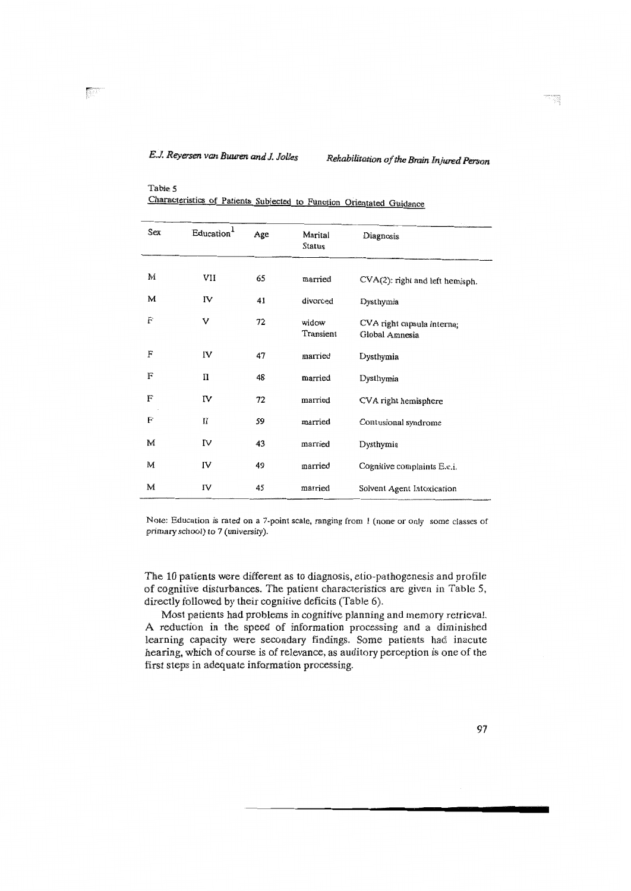Table 5
Characteristics of Patients Subjected to Function Orientated Guidance

| Sex | Education[1] | Age | Marital Status | Diagnosis |
|---|---|---|---|---|
| M | VII | 65 | married | CVA(2): right and left hemisph. |
| M | IV | 41 | divorced | Dysthymia |
| F | V | 72 | widow | CVA right capsula interna; Transient Global Amnesia |
| F | IV | 47 | married | Dysthymia |
| F | II | 48 | married | Dysthymia |
| F | IV | 72 | married | CVA right hemisphere |
| F | II | 59 | married | Contusional syndrome |
| M | IV | 43 | married | Dysthymia |
| M | IV | 49 | married | Cognitive complaints E.c.i. |
| M | IV | 45 | married | Solvent Agent Intoxication |

Note: Education is rated on a 7-point scale, ranging from 1 (none or only some classes of primary school) to 7 (university).

The 10 patients were different as to diagnosis, etio-pathogenesis and profile of cognitive disturbances. The patient characteristics are given in Table 5, directly followed by their cognitive deficits (Table 6).

Most patients had problems in cognitive planning and memory retrieval. A reduction in the speed of information processing and a diminished learning capacity were secondary findings. Some patients had inacute hearing, which of course is of relevance, as auditory perception is one of the first steps in adequate information processing.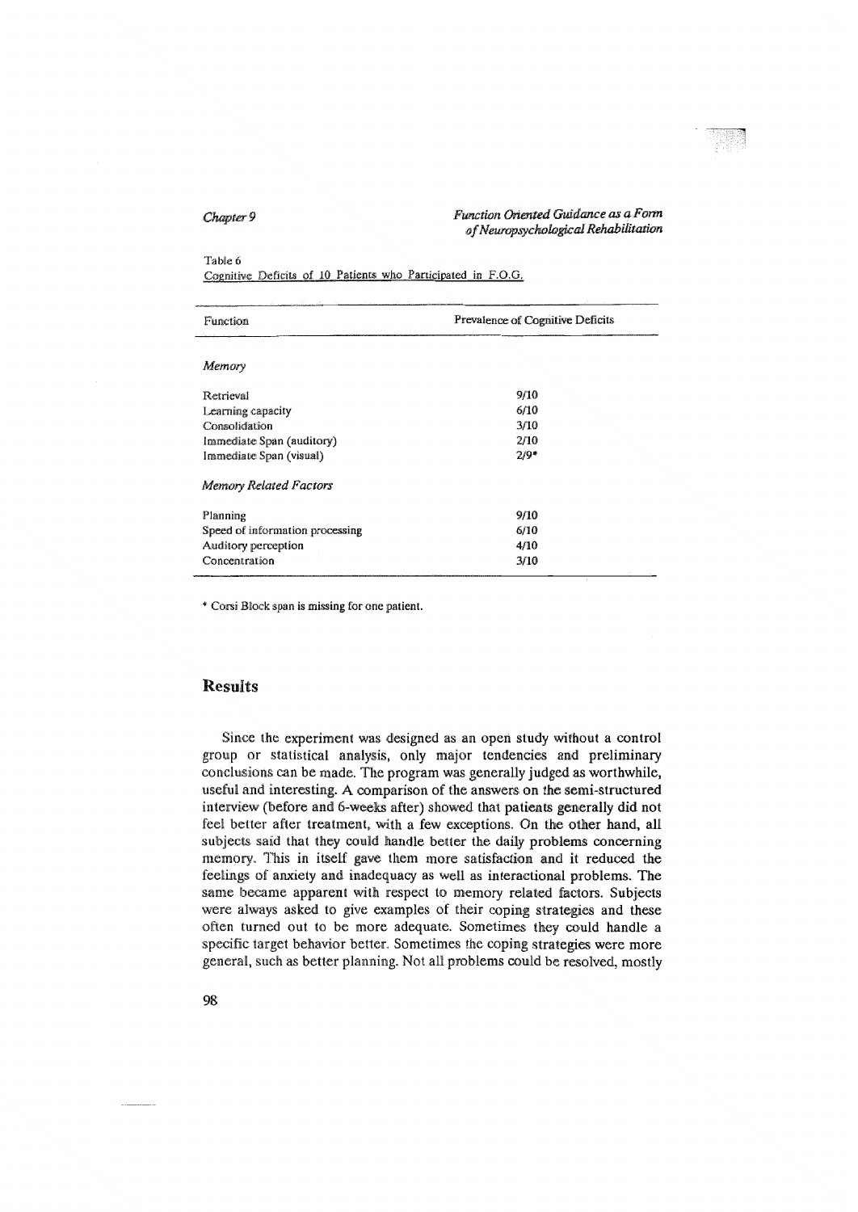Table 6

Cognitive Deficits of 10 Patients who Participated in F.O.G.

| Function | Prevalence of Cognitive Deficits |
|---|---|
| *Memory* | |
| Retrieval | 9/10 |
| Learning capacity | 6/10 |
| Consolidation | 3/10 |
| Immediate Span (auditory) | 2/10 |
| Immediate Span (visual) | 2/9* |
| *Memory Related Factors* | |
| Planning | 9/10 |
| Speed of information processing | 6/10 |
| Auditory perception | 4/10 |
| Concentration | 3/10 |

\* Corsi Block span is missing for one patient.

## Results

Since the experiment was designed as an open study without a control group or statistical analysis, only major tendencies and preliminary conclusions can be made. The program was generally judged as worthwhile, useful and interesting. A comparison of the answers on the semi-structured interview (before and 6-weeks after) showed that patients generally did not feel better after treatment, with a few exceptions. On the other hand, all subjects said that they could handle better the daily problems concerning memory. This in itself gave them more satisfaction and it reduced the feelings of anxiety and inadequacy as well as interactional problems. The same became apparent with respect to memory related factors. Subjects were always asked to give examples of their coping strategies and these often turned out to be more adequate. Sometimes they could handle a specific target behavior better. Sometimes the coping strategies were more general, such as better planning. Not all problems could be resolved, mostly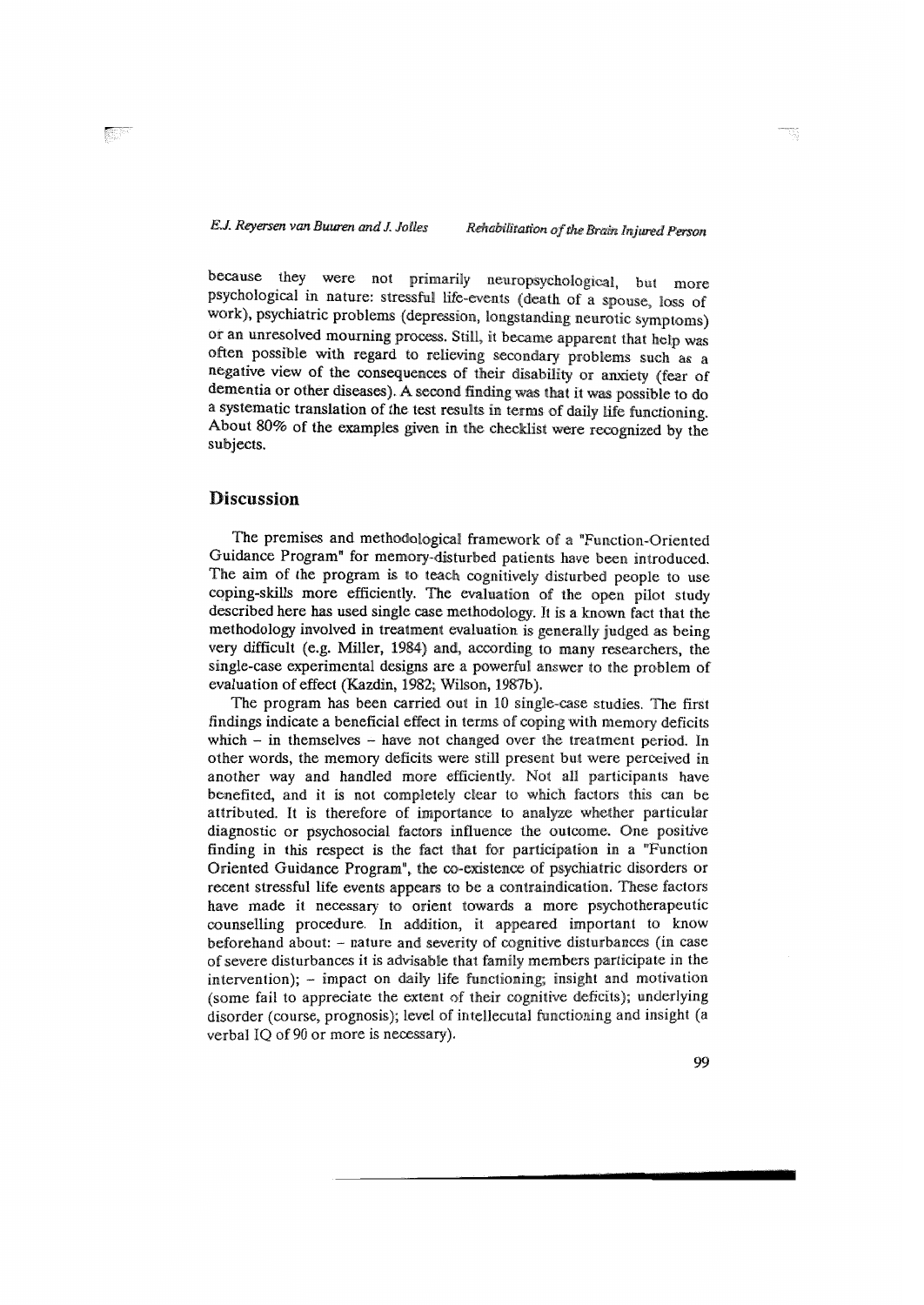because they were not primarily neuropsychological, but more psychological in nature: stressful life-events (death of a spouse, loss of work), psychiatric problems (depression, longstanding neurotic symptoms) or an unresolved mourning process. Still, it became apparent that help was often possible with regard to relieving secondary problems such as a negative view of the consequences of their disability or anxiety (fear of dementia or other diseases). A second finding was that it was possible to do a systematic translation of the test results in terms of daily life functioning. About 80% of the examples given in the checklist were recognized by the subjects.

## Discussion

The premises and methodological framework of a "Function-Oriented Guidance Program" for memory-disturbed patients have been introduced. The aim of the program is to teach cognitively disturbed people to use coping-skills more efficiently. The evaluation of the open pilot study described here has used single case methodology. It is a known fact that the methodology involved in treatment evaluation is generally judged as being very difficult (e.g. Miller, 1984) and, according to many researchers, the single-case experimental designs are a powerful answer to the problem of evaluation of effect (Kazdin, 1982; Wilson, 1987b).

The program has been carried out in 10 single-case studies. The first findings indicate a beneficial effect in terms of coping with memory deficits which – in themselves – have not changed over the treatment period. In other words, the memory deficits were still present but were perceived in another way and handled more efficiently. Not all participants have benefited, and it is not completely clear to which factors this can be attributed. It is therefore of importance to analyze whether particular diagnostic or psychosocial factors influence the outcome. One positive finding in this respect is the fact that for participation in a "Function Oriented Guidance Program", the co-existence of psychiatric disorders or recent stressful life events appears to be a contraindication. These factors have made it necessary to orient towards a more psychotherapeutic counselling procedure. In addition, it appeared important to know beforehand about: – nature and severity of cognitive disturbances (in case of severe disturbances it is advisable that family members participate in the intervention); – impact on daily life functioning; insight and motivation (some fail to appreciate the extent of their cognitive deficits); underlying disorder (course, prognosis); level of intellecutal functioning and insight (a verbal IQ of 90 or more is necessary).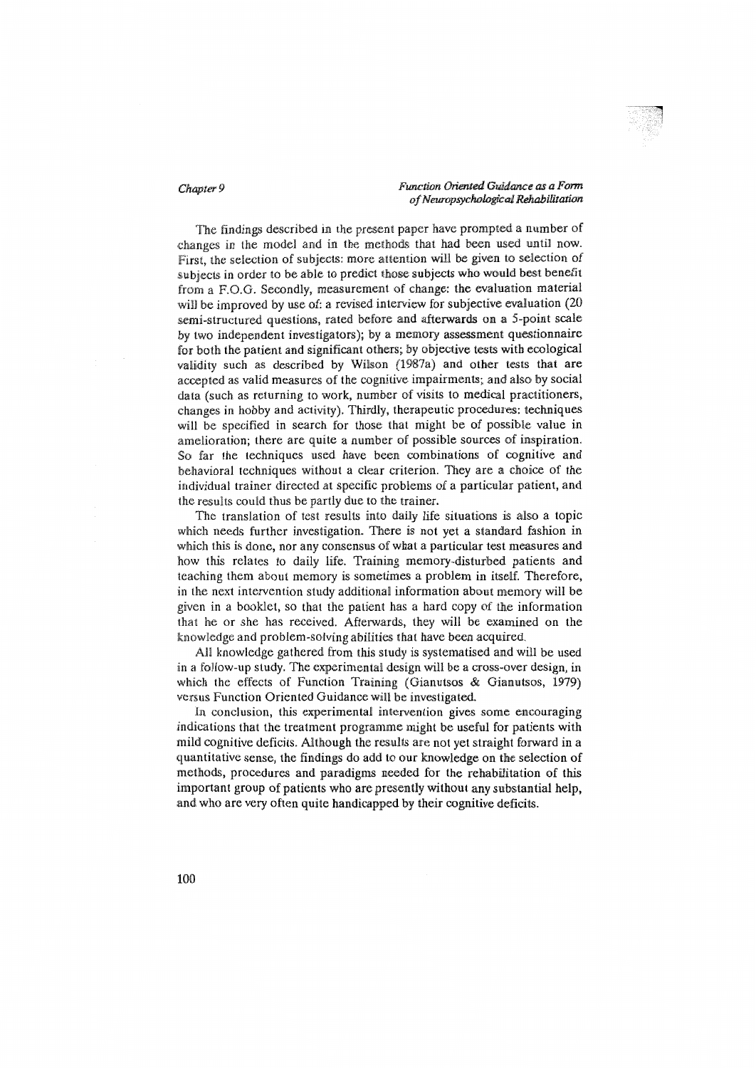The findings described in the present paper have prompted a number of changes in the model and in the methods that had been used until now. First, the selection of subjects: more attention will be given to selection of subjects in order to be able to predict those subjects who would best benefit from a F.O.G. Secondly, measurement of change: the evaluation material will be improved by use of: a revised interview for subjective evaluation (20 semi-structured questions, rated before and afterwards on a 5-point scale by two independent investigators); by a memory assessment questionnaire for both the patient and significant others; by objective tests with ecological validity such as described by Wilson (1987a) and other tests that are accepted as valid measures of the cognitive impairments; and also by social data (such as returning to work, number of visits to medical practitioners, changes in hobby and activity). Thirdly, therapeutic procedures: techniques will be specified in search for those that might be of possible value in amelioration; there are quite a number of possible sources of inspiration. So far the techniques used have been combinations of cognitive and behavioral techniques without a clear criterion. They are a choice of the individual trainer directed at specific problems of a particular patient, and the results could thus be partly due to the trainer.

The translation of test results into daily life situations is also a topic which needs further investigation. There is not yet a standard fashion in which this is done, nor any consensus of what a particular test measures and how this relates to daily life. Training memory-disturbed patients and teaching them about memory is sometimes a problem in itself. Therefore, in the next intervention study additional information about memory will be given in a booklet, so that the patient has a hard copy of the information that he or she has received. Afterwards, they will be examined on the knowledge and problem-solving abilities that have been acquired.

All knowledge gathered from this study is systematised and will be used in a follow-up study. The experimental design will be a cross-over design, in which the effects of Function Training (Gianutsos & Gianutsos, 1979) versus Function Oriented Guidance will be investigated.

In conclusion, this experimental intervention gives some encouraging indications that the treatment programme might be useful for patients with mild cognitive deficits. Although the results are not yet straight forward in a quantitative sense, the findings do add to our knowledge on the selection of methods, procedures and paradigms needed for the rehabilitation of this important group of patients who are presently without any substantial help, and who are very often quite handicapped by their cognitive deficits.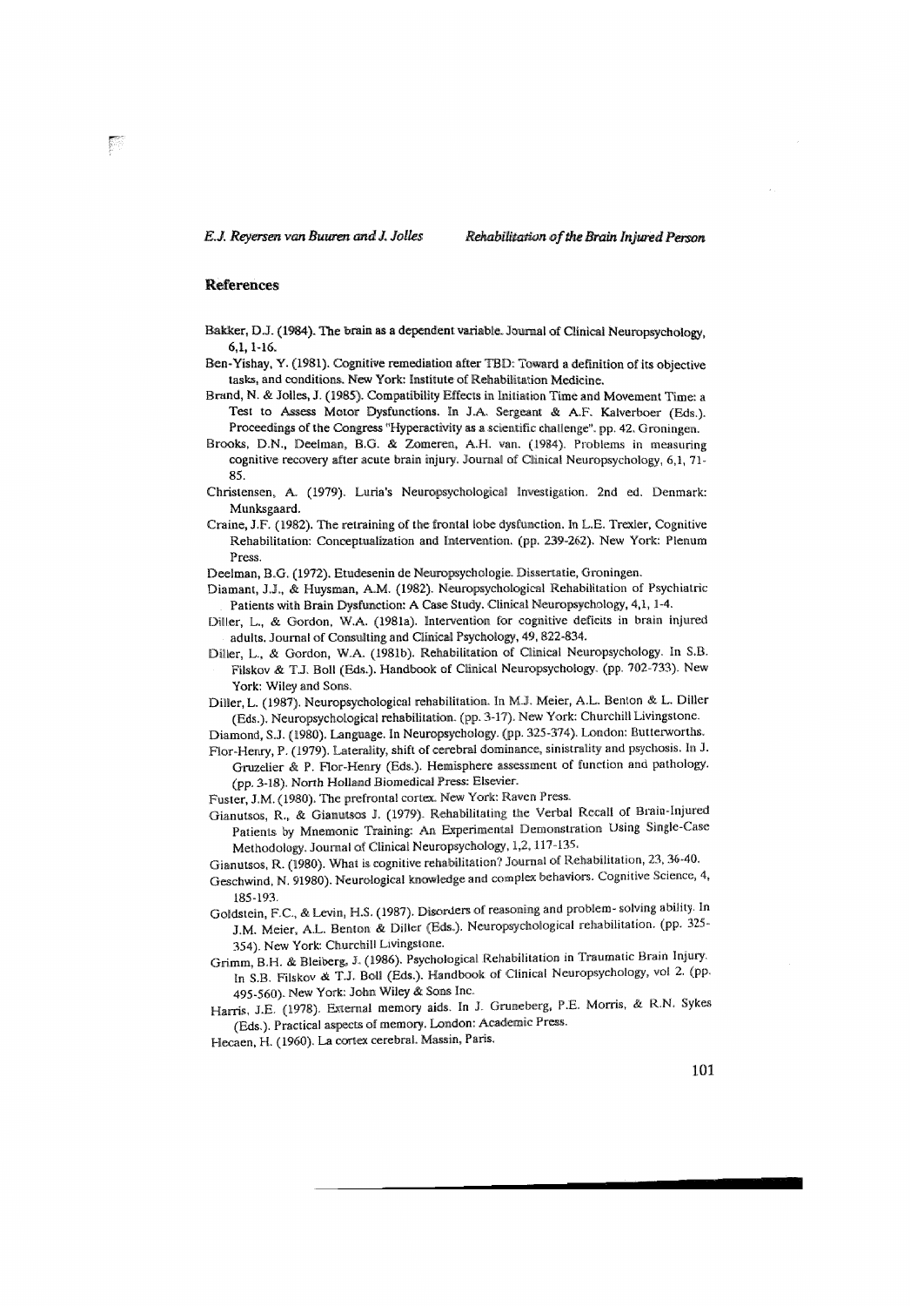## References

Bakker, D.J. (1984). The brain as a dependent variable. Journal of Clinical Neuropsychology, 6,1, 1-16.

Ben-Yishay, Y. (1981). Cognitive remediation after TBD: Toward a definition of its objective tasks, and conditions. New York: Institute of Rehabilitation Medicine.

Brand, N. & Jolles, J. (1985). Compatibility Effects in Initiation Time and Movement Time: a Test to Assess Motor Dysfunctions. In J.A. Sergeant & A.F. Kalverboer (Eds.). Proceedings of the Congress "Hyperactivity as a scientific challenge". pp. 42. Groningen.

Brooks, D.N., Deelman, B.G. & Zomeren, A.H. van. (1984). Problems in measuring cognitive recovery after acute brain injury. Journal of Clinical Neuropsychology, 6,1, 71-85.

Christensen, A. (1979). Luria's Neuropsychological Investigation. 2nd ed. Denmark: Munksgaard.

Craine, J.F. (1982). The retraining of the frontal lobe dysfunction. In L.E. Trexler, Cognitive Rehabilitation: Conceptualization and Intervention. (pp. 239-262). New York: Plenum Press.

Deelman, B.G. (1972). Etudesenin de Neuropsychologie. Dissertatie, Groningen.

Diamant, J.J., & Huysman, A.M. (1982). Neuropsychological Rehabilitation of Psychiatric Patients with Brain Dysfunction: A Case Study. Clinical Neuropsychology, 4,1, 1-4.

Diller, L., & Gordon, W.A. (1981a). Intervention for cognitive deficits in brain injured adults. Journal of Consulting and Clinical Psychology, 49, 822-834.

Diller, L., & Gordon, W.A. (1981b). Rehabilitation of Clinical Neuropsychology. In S.B. Filskov & T.J. Boll (Eds.). Handbook of Clinical Neuropsychology. (pp. 702-733). New York: Wiley and Sons.

Diller, L. (1987). Neuropsychological rehabilitation. In M.J. Meier, A.L. Benton & L. Diller (Eds.). Neuropsychological rehabilitation. (pp. 3-17). New York: Churchill Livingstone.

Diamond, S.J. (1980). Language. In Neuropsychology. (pp. 325-374). London: Butterworths.

Flor-Henry, P. (1979). Laterality, shift of cerebral dominance, sinistrality and psychosis. In J. Gruzelier & P. Flor-Henry (Eds.). Hemisphere assessment of function and pathology. (pp. 3-18). North Holland Biomedical Press: Elsevier.

Fuster, J.M. (1980). The prefrontal cortex. New York: Raven Press.

Gianutsos, R., & Gianutsos J. (1979). Rehabilitating the Verbal Recall of Brain-Injured Patients by Mnemonic Training: An Experimental Demonstration Using Single-Case Methodology. Journal of Clinical Neuropsychology, 1,2, 117-135.

Gianutsos, R. (1980). What is cognitive rehabilitation? Journal of Rehabilitation, 23, 36-40.

Geschwind, N. 91980). Neurological knowledge and complex behaviors. Cognitive Science, 4, 185-193.

Goldstein, F.C., & Levin, H.S. (1987). Disorders of reasoning and problem- solving ability. In J.M. Meier, A.L. Benton & Diller (Eds.). Neuropsychological rehabilitation. (pp. 325-354). New York: Churchill Livingstone.

Grimm, B.H. & Bleiberg, J. (1986). Psychological Rehabilitation in Traumatic Brain Injury. In S.B. Filskov & T.J. Boll (Eds.). Handbook of Clinical Neuropsychology, vol 2. (pp. 495-560). New York: John Wiley & Sons Inc.

Harris, J.E. (1978). External memory aids. In J. Gruneberg, P.E. Morris, & R.N. Sykes (Eds.). Practical aspects of memory. London: Academic Press.

Hecaen, H. (1960). La cortex cerebral. Massin, Paris.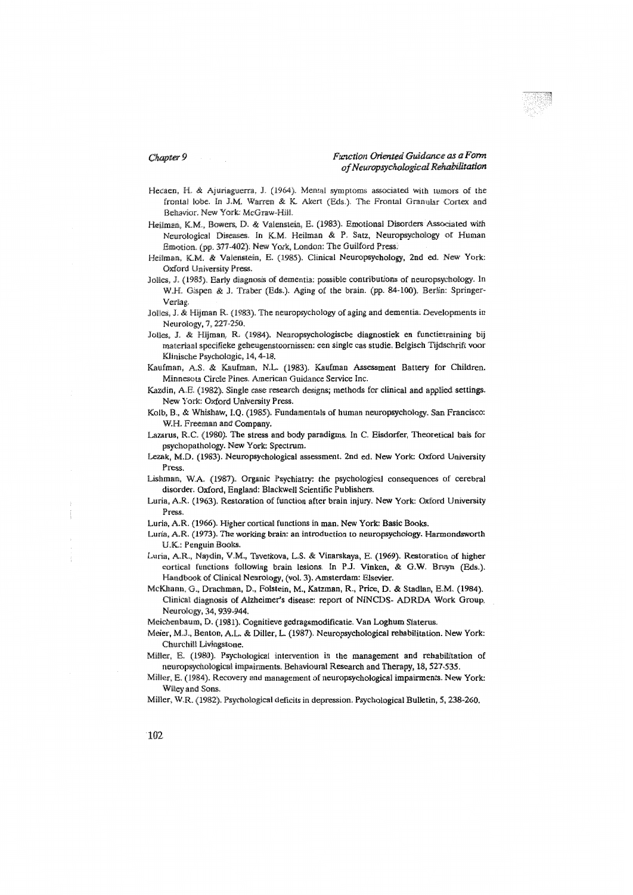Hecaen, H. & Ajuriaguerra, J. (1964). Mental symptoms associated with tumors of the frontal lobe. In J.M. Warren & K. Akert (Eds.). The Frontal Granular Cortex and Behavior. New York: McGraw-Hill.

Heilman, K.M., Bowers, D. & Valenstein, E. (1983). Emotional Disorders Associated with Neurological Diseases. In K.M. Heilman & P. Satz, Neuropsychology of Human Emotion. (pp. 377-402). New York, London: The Guilford Press.

Heilman, K.M. & Valenstein, E. (1985). Clinical Neuropsychology, 2nd ed. New York: Oxford University Press.

Jolles, J. (1985). Early diagnosis of dementia: possible contributions of neuropsychology. In W.H. Gispen & J. Traber (Eds.). Aging of the brain. (pp. 84-100). Berlin: Springer-Verlag.

Jolles, J. & Hijman R. (1983). The neuropsychology of aging and dementia. Developments in Neurology, 7, 227-250.

Jolles, J. & Hijman, R. (1984). Neuropsychologische diagnostiek en functietraining bij materiaal specifieke geheugenstoornissen: een single cas studie. Belgisch Tijdschrift voor Klinische Psychologie, 14, 4-18.

Kaufman, A.S. & Kaufman, N.L. (1983). Kaufman Assessment Battery for Children. Minnesota Circle Pines. American Guidance Service Inc.

Kazdin, A.E. (1982). Single case research designs; methods for clinical and applied settings. New York: Oxford University Press.

Kolb, B., & Whishaw, I.Q. (1985). Fundamentals of human neuropsychology. San Francisco: W.H. Freeman and Company.

Lazarus, R.C. (1980). The stress and body paradigms. In C. Eisdorfer, Theoretical bais for psychopathology. New York: Spectrum.

Lezak, M.D. (1983). Neuropsychological assessment. 2nd ed. New York: Oxford University Press.

Lishman, W.A. (1987). Organic Psychiatry: the psychological consequences of cerebral disorder. Oxford, England: Blackwell Scientific Publishers.

Luria, A.R. (1963). Restoration of function after brain injury. New York: Oxford University Press.

Luria, A.R. (1966). Higher cortical functions in man. New York: Basic Books.

Luria, A.R. (1973). The working brain: an introduction to neuropsychology. Harmondsworth U.K.: Penguin Books.

Luria, A.R., Naydin, V.M., Tsvetkova, L.S. & Vinarskaya, E. (1969). Restoration of higher cortical functions following brain lesions. In P.J. Vinken, & G.W. Bruyn (Eds.). Handbook of Clinical Neurology, (vol. 3). Amsterdam: Elsevier.

McKhann, G., Drachman, D., Folstein, M., Katzman, R., Price, D. & Stadlan, E.M. (1984). Clinical diagnosis of Alzheimer's disease: report of NINCDS- ADRDA Work Group. Neurology, 34, 939-944.

Meichenbaum, D. (1981). Cognitieve gedragsmodificatie. Van Loghum Slaterus.

Meier, M.J., Benton, A.L. & Diller, L. (1987). Neuropsychological rehabilitation. New York: Churchill Livingstone.

Miller, E. (1980). Psychological intervention in the management and rehabilitation of neuropsychological impairments. Behavioural Research and Therapy, 18, 527-535.

Miller, E. (1984). Recovery and management of neuropsychological impairments. New York: Wiley and Sons.

Miller, W.R. (1982). Psychological deficits in depression. Psychological Bulletin, 5, 238-260.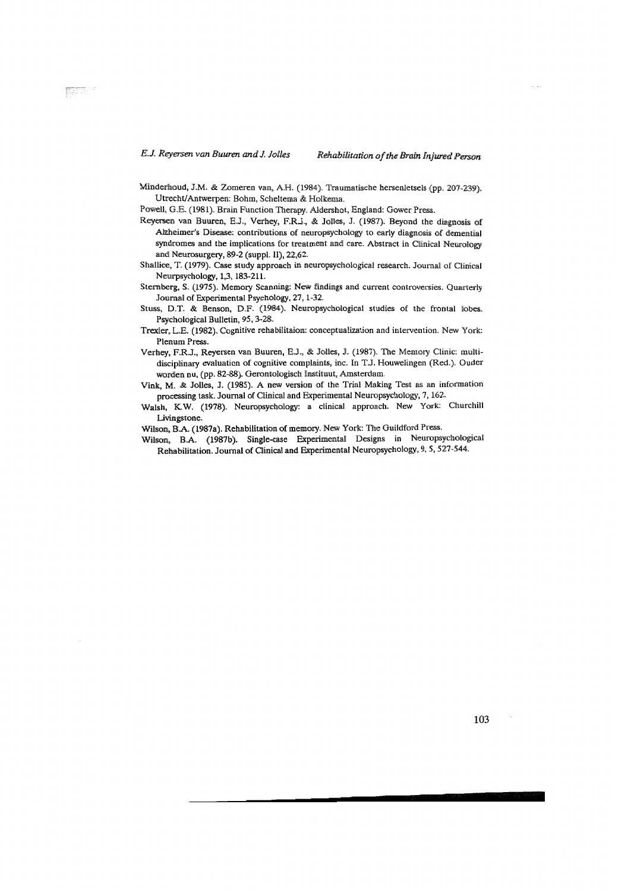Minderhoud, J.M. & Zomeren van, A.H. (1984). Traumatische hersenletsels (pp. 207-239). Utrecht/Antwerpen: Bohm, Scheltema & Holkema.

Powell, G.E. (1981). Brain Function Therapy. Aldershot, England: Gower Press.

Reyersen van Buuren, E.J., Verhey, F.R.J., & Jolles, J. (1987). Beyond the diagnosis of Alzheimer's Disease: contributions of neuropsychology to early diagnosis of demential syndromes and the implications for treatment and care. Abstract in Clinical Neurology and Neurosurgery, 89-2 (suppl. II), 22,62.

Shallice, T. (1979). Case study approach in neuropsychological research. Journal of Clinical Neurpsychology, 1,3, 183-211.

Sternberg, S. (1975). Memory Scanning: New findings and current controversies. Quarterly Journal of Experimental Psychology, 27, 1-32.

Stuss, D.T. & Benson, D.F. (1984). Neuropsychological studies of the frontal lobes. Psychological Bulletin, 95, 3-28.

Trexler, L.E. (1982). Cognitive rehabilitaion: conceptualization and intervention. New York: Plenum Press.

Verhey, F.R.J., Reyersen van Buuren, E.J., & Jolles, J. (1987). The Memory Clinic: multidisciplinary evaluation of cognitive complaints, inc. In T.J. Houwelingen (Red.). Ouder worden nu, (pp. 82-88). Gerontologisch Instituut, Amsterdam.

Vink, M. & Jolles, J. (1985). A new version of the Trial Making Test as an information processing task. Journal of Clinical and Experimental Neuropsychology, 7, 162.

Walsh, K.W. (1978). Neuropsychology: a clinical approach. New York: Churchill Livingstone.

Wilson, B.A. (1987a). Rehabilitation of memory. New York: The Guildford Press.

Wilson, B.A. (1987b). Single-case Experimental Designs in Neuropsychological Rehabilitation. Journal of Clinical and Experimental Neuropsychology, 9, 5, 527-544.